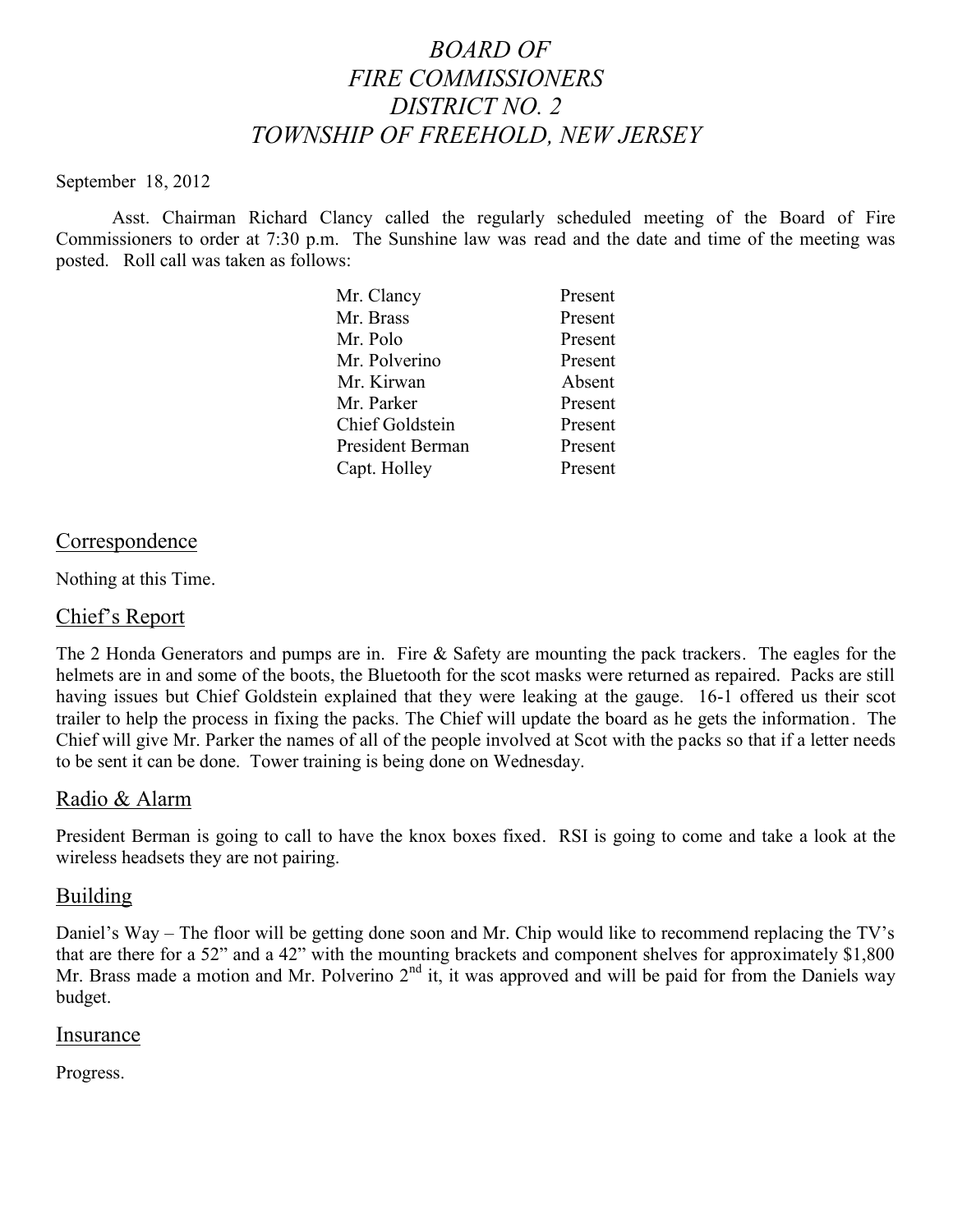# *BOARD OF FIRE COMMISSIONERS DISTRICT NO. 2 TOWNSHIP OF FREEHOLD, NEW JERSEY*

September 18, 2012

Asst. Chairman Richard Clancy called the regularly scheduled meeting of the Board of Fire Commissioners to order at 7:30 p.m. The Sunshine law was read and the date and time of the meeting was posted. Roll call was taken as follows:

| | |
|---|---|
| Mr. Clancy | Present |
| Mr. Brass | Present |
| Mr. Polo | Present |
| Mr. Polverino | Present |
| Mr. Kirwan | Absent |
| Mr. Parker | Present |
| Chief Goldstein | Present |
| President Berman | Present |
| Capt. Holley | Present |

## Correspondence

Nothing at this Time.

## Chief's Report

The 2 Honda Generators and pumps are in. Fire & Safety are mounting the pack trackers. The eagles for the helmets are in and some of the boots, the Bluetooth for the scot masks were returned as repaired. Packs are still having issues but Chief Goldstein explained that they were leaking at the gauge. 16-1 offered us their scot trailer to help the process in fixing the packs. The Chief will update the board as he gets the information. The Chief will give Mr. Parker the names of all of the people involved at Scot with the packs so that if a letter needs to be sent it can be done. Tower training is being done on Wednesday.

## Radio & Alarm

President Berman is going to call to have the knox boxes fixed. RSI is going to come and take a look at the wireless headsets they are not pairing.

## Building

Daniel's Way – The floor will be getting done soon and Mr. Chip would like to recommend replacing the TV's that are there for a 52" and a 42" with the mounting brackets and component shelves for approximately $1,800 Mr. Brass made a motion and Mr. Polverino 2nd it, it was approved and will be paid for from the Daniels way budget.

## Insurance

Progress.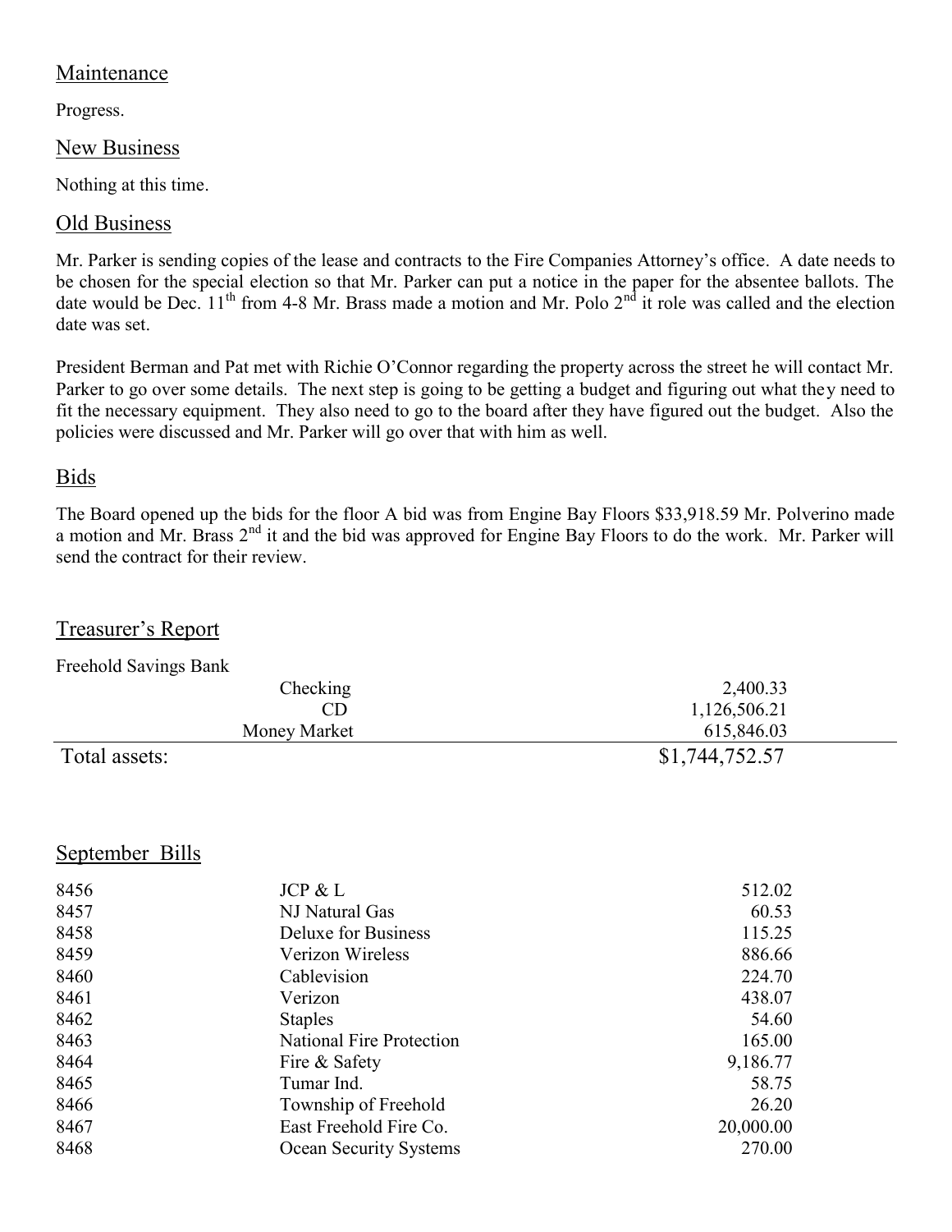## Maintenance

Progress.

## New Business

Nothing at this time.

## Old Business

Mr. Parker is sending copies of the lease and contracts to the Fire Companies Attorney's office. A date needs to be chosen for the special election so that Mr. Parker can put a notice in the paper for the absentee ballots. The date would be Dec. 11th from 4-8 Mr. Brass made a motion and Mr. Polo 2nd it role was called and the election date was set.

President Berman and Pat met with Richie O'Connor regarding the property across the street he will contact Mr. Parker to go over some details. The next step is going to be getting a budget and figuring out what they need to fit the necessary equipment. They also need to go to the board after they have figured out the budget. Also the policies were discussed and Mr. Parker will go over that with him as well.

## Bids

The Board opened up the bids for the floor A bid was from Engine Bay Floors $33,918.59 Mr. Polverino made a motion and Mr. Brass 2nd it and the bid was approved for Engine Bay Floors to do the work. Mr. Parker will send the contract for their review.

## Treasurer's Report

Freehold Savings Bank

| | | |
|---|---|---|
| | Checking | 2,400.33 |
| | CD | 1,126,506.21 |
| | Money Market | 615,846.03 |
| Total assets: | | $1,744,752.57 |

## September Bills

| | | |
|---|---|---|
| 8456 | JCP & L | 512.02 |
| 8457 | NJ Natural Gas | 60.53 |
| 8458 | Deluxe for Business | 115.25 |
| 8459 | Verizon Wireless | 886.66 |
| 8460 | Cablevision | 224.70 |
| 8461 | Verizon | 438.07 |
| 8462 | Staples | 54.60 |
| 8463 | National Fire Protection | 165.00 |
| 8464 | Fire & Safety | 9,186.77 |
| 8465 | Tumar Ind. | 58.75 |
| 8466 | Township of Freehold | 26.20 |
| 8467 | East Freehold Fire Co. | 20,000.00 |
| 8468 | Ocean Security Systems | 270.00 |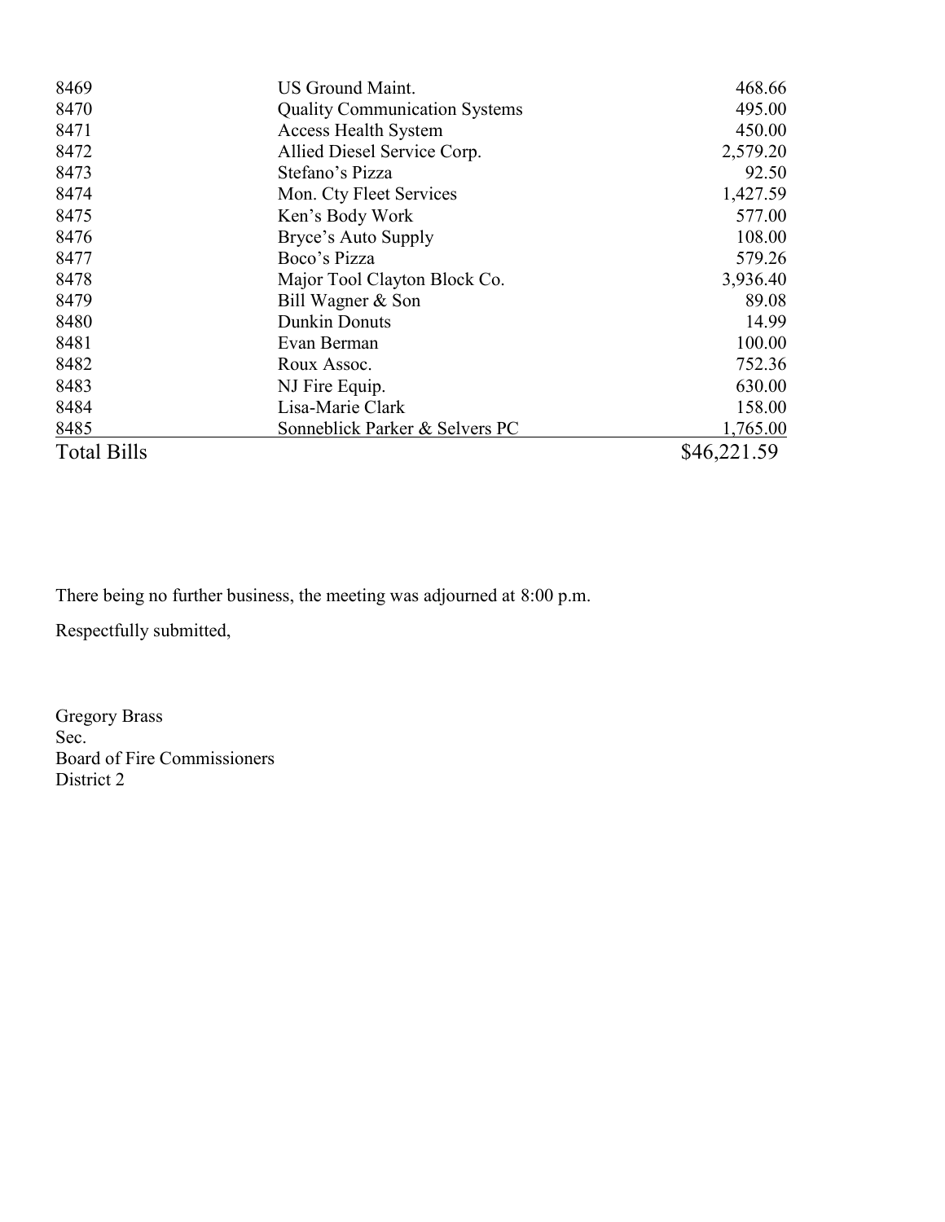| | | |
|---|---|---|
| 8469 | US Ground Maint. | 468.66 |
| 8470 | Quality Communication Systems | 495.00 |
| 8471 | Access Health System | 450.00 |
| 8472 | Allied Diesel Service Corp. | 2,579.20 |
| 8473 | Stefano's Pizza | 92.50 |
| 8474 | Mon. Cty Fleet Services | 1,427.59 |
| 8475 | Ken's Body Work | 577.00 |
| 8476 | Bryce's Auto Supply | 108.00 |
| 8477 | Boco's Pizza | 579.26 |
| 8478 | Major Tool Clayton Block Co. | 3,936.40 |
| 8479 | Bill Wagner & Son | 89.08 |
| 8480 | Dunkin Donuts | 14.99 |
| 8481 | Evan Berman | 100.00 |
| 8482 | Roux Assoc. | 752.36 |
| 8483 | NJ Fire Equip. | 630.00 |
| 8484 | Lisa-Marie Clark | 158.00 |
| 8485 | Sonneblick Parker & Selvers PC | 1,765.00 |
| Total Bills | | $46,221.59 |

There being no further business, the meeting was adjourned at 8:00 p.m.

Respectfully submitted,

Gregory Brass
Sec.
Board of Fire Commissioners
District 2